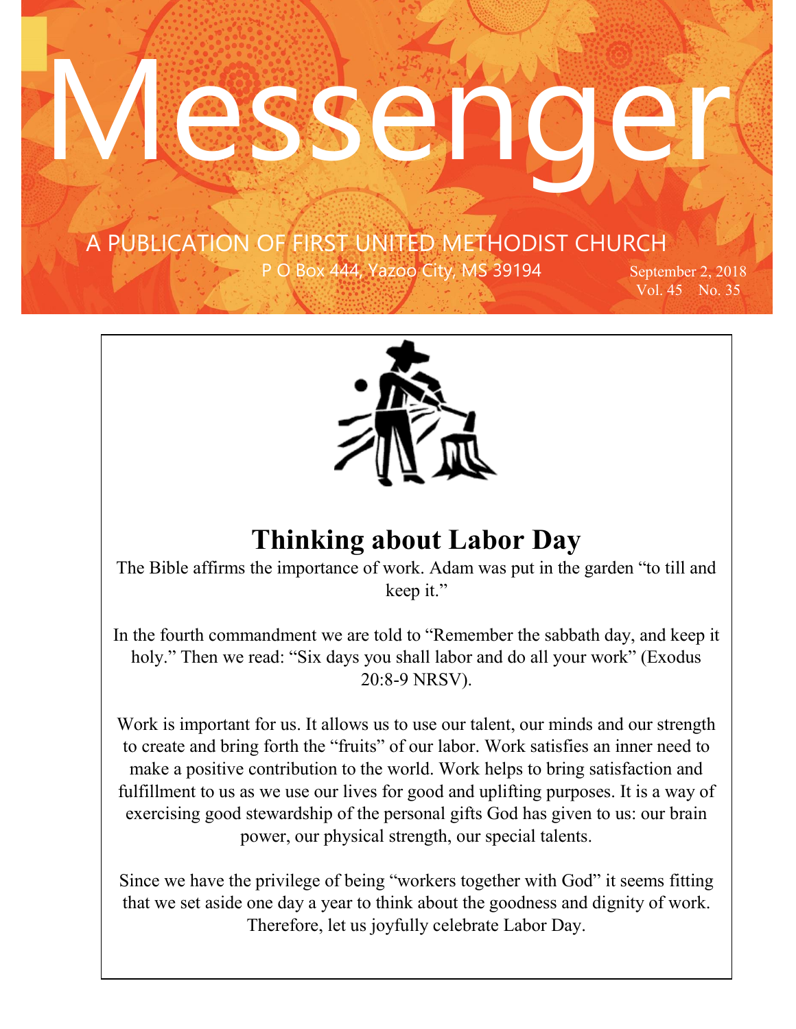# Messenger

A PUBLICATION OF FIRST UNITED METHODIST CHURCH

P O Box 444, Yazoo City, MS 39194

September 2, 2018

Vol. 45 No. 35

## Thinking about Labor Day

The Bible affirms the importance of work. Adam was put in the garden "to till and keep it."

In the fourth commandment we are told to "Remember the sabbath day, and keep it holy." Then we read: "Six days you shall labor and do all your work" (Exodus 20:8-9 NRSV).

Work is important for us. It allows us to use our talent, our minds and our strength to create and bring forth the "fruits" of our labor. Work satisfies an inner need to make a positive contribution to the world. Work helps to bring satisfaction and fulfillment to us as we use our lives for good and uplifting purposes. It is a way of exercising good stewardship of the personal gifts God has given to us: our brain power, our physical strength, our special talents.

Since we have the privilege of being "workers together with God" it seems fitting that we set aside one day a year to think about the goodness and dignity of work. Therefore, let us joyfully celebrate Labor Day.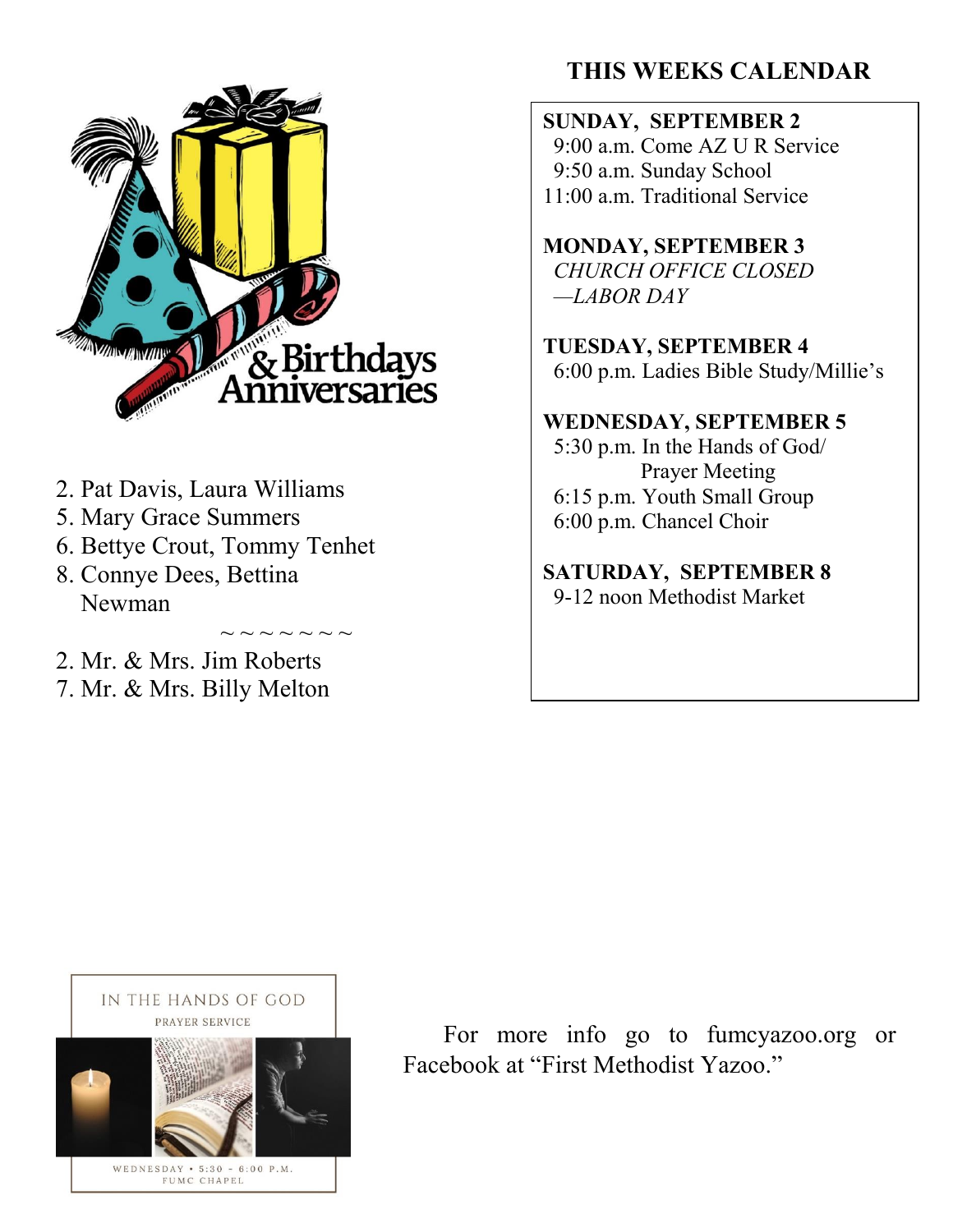## Birthdays & Anniversaries

2. Pat Davis, Laura Williams
5. Mary Grace Summers
6. Bettye Crout, Tommy Tenhet
8. Connye Dees, Bettina Newman

~ ~ ~ ~ ~ ~ ~ ~

2. Mr. & Mrs. Jim Roberts
7. Mr. & Mrs. Billy Melton

## THIS WEEKS CALENDAR

**SUNDAY, SEPTEMBER 2**
9:00 a.m. Come AZ U R Service
9:50 a.m. Sunday School
11:00 a.m. Traditional Service

**MONDAY, SEPTEMBER 3**
*CHURCH OFFICE CLOSED —LABOR DAY*

**TUESDAY, SEPTEMBER 4**
6:00 p.m. Ladies Bible Study/Millie's

**WEDNESDAY, SEPTEMBER 5**
5:30 p.m. In the Hands of God/ Prayer Meeting
6:15 p.m. Youth Small Group
6:00 p.m. Chancel Choir

**SATURDAY, SEPTEMBER 8**
9-12 noon Methodist Market

IN THE HANDS OF GOD
PRAYER SERVICE
WEDNESDAY • 5:30 - 6:00 P.M.
FUMC CHAPEL

For more info go to fumcyazoo.org or Facebook at "First Methodist Yazoo."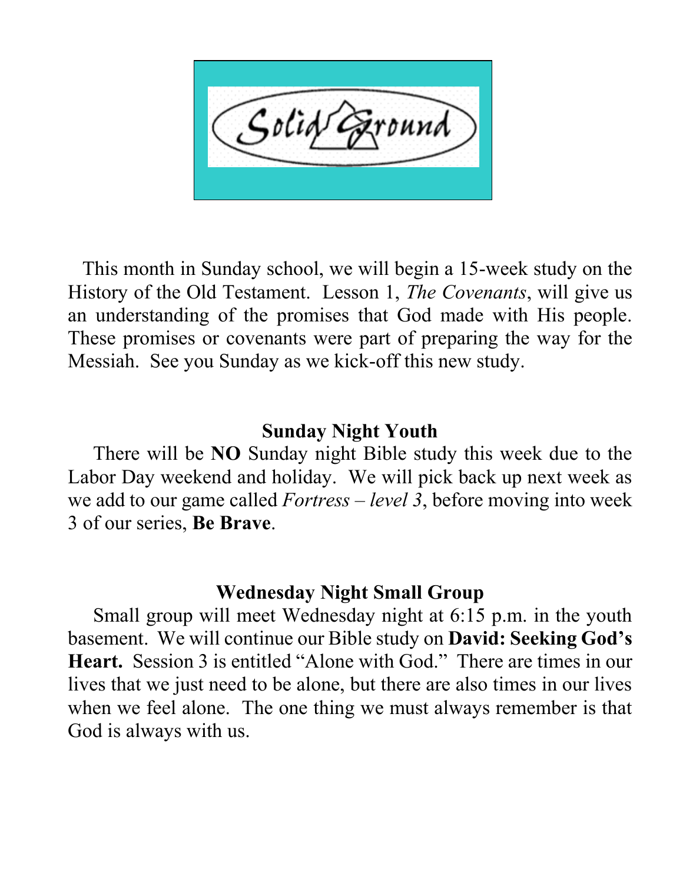# Solid Ground

This month in Sunday school, we will begin a 15-week study on the History of the Old Testament. Lesson 1, *The Covenants*, will give us an understanding of the promises that God made with His people. These promises or covenants were part of preparing the way for the Messiah. See you Sunday as we kick-off this new study.

## Sunday Night Youth

There will be **NO** Sunday night Bible study this week due to the Labor Day weekend and holiday. We will pick back up next week as we add to our game called *Fortress – level 3*, before moving into week 3 of our series, **Be Brave**.

## Wednesday Night Small Group

Small group will meet Wednesday night at 6:15 p.m. in the youth basement. We will continue our Bible study on **David: Seeking God's Heart.** Session 3 is entitled "Alone with God." There are times in our lives that we just need to be alone, but there are also times in our lives when we feel alone. The one thing we must always remember is that God is always with us.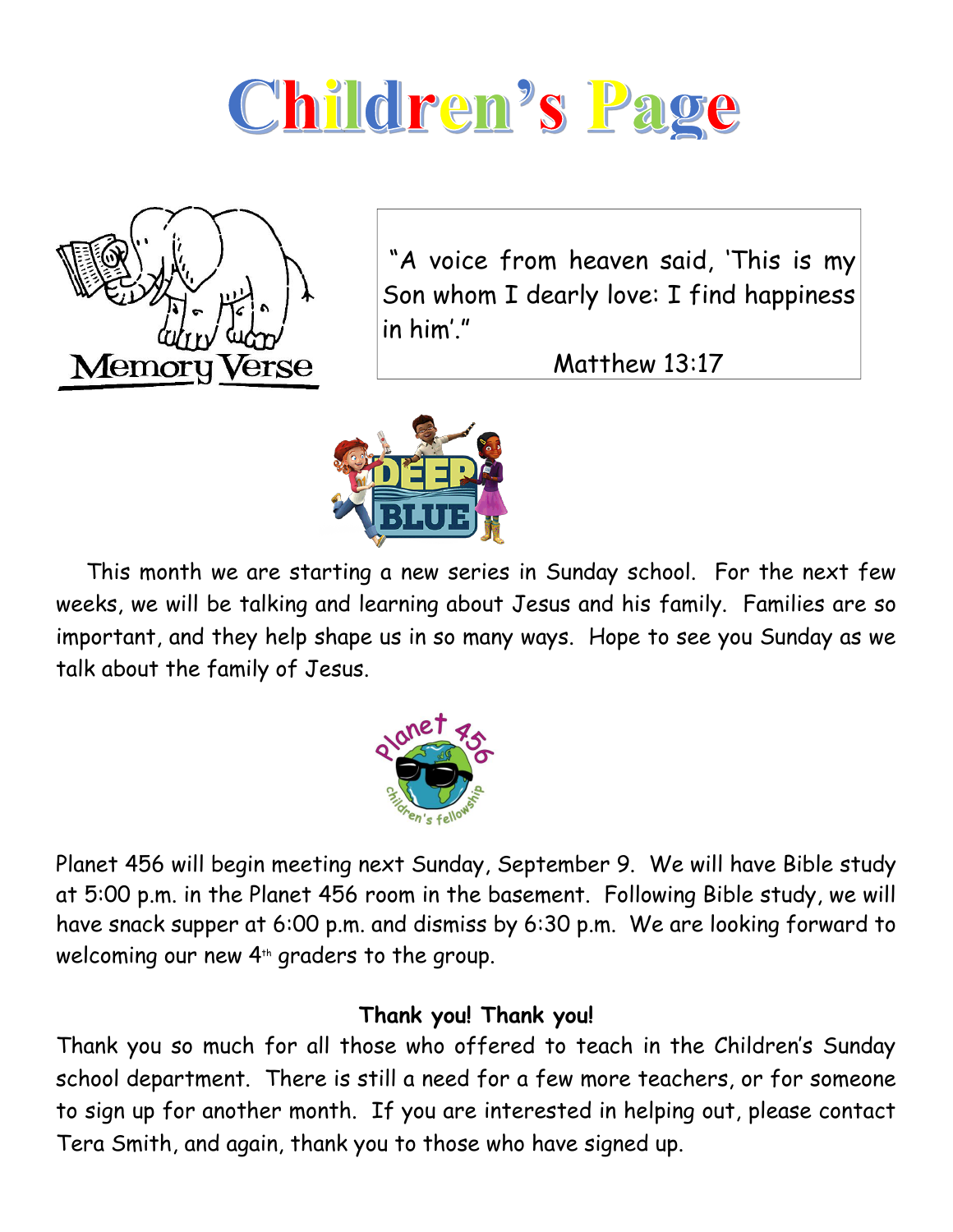# Children's Page

Memory Verse

"A voice from heaven said, 'This is my Son whom I dearly love: I find happiness in him'."

Matthew 13:17

This month we are starting a new series in Sunday school. For the next few weeks, we will be talking and learning about Jesus and his family. Families are so important, and they help shape us in so many ways. Hope to see you Sunday as we talk about the family of Jesus.

Planet 456 will begin meeting next Sunday, September 9. We will have Bible study at 5:00 p.m. in the Planet 456 room in the basement. Following Bible study, we will have snack supper at 6:00 p.m. and dismiss by 6:30 p.m. We are looking forward to welcoming our new 4th graders to the group.

**Thank you! Thank you!**

Thank you so much for all those who offered to teach in the Children's Sunday school department. There is still a need for a few more teachers, or for someone to sign up for another month. If you are interested in helping out, please contact Tera Smith, and again, thank you to those who have signed up.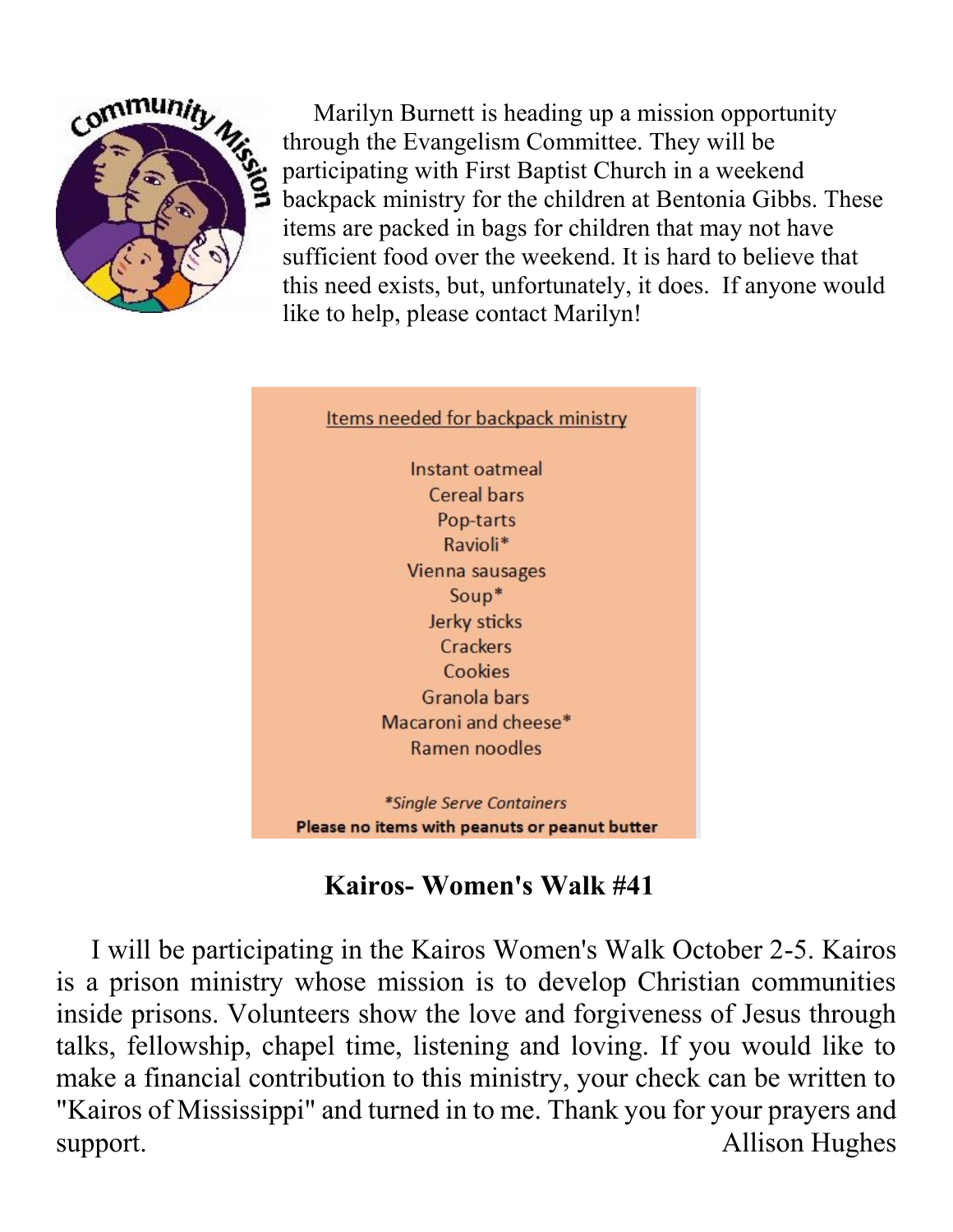Marilyn Burnett is heading up a mission opportunity through the Evangelism Committee. They will be participating with First Baptist Church in a weekend backpack ministry for the children at Bentonia Gibbs. These items are packed in bags for children that may not have sufficient food over the weekend. It is hard to believe that this need exists, but, unfortunately, it does. If anyone would like to help, please contact Marilyn!

Items needed for backpack ministry

Instant oatmeal
Cereal bars
Pop-tarts
Ravioli*
Vienna sausages
Soup*
Jerky sticks
Crackers
Cookies
Granola bars
Macaroni and cheese*
Ramen noodles

*\*Single Serve Containers*

**Please no items with peanuts or peanut butter**

## Kairos- Women's Walk #41

I will be participating in the Kairos Women's Walk October 2-5. Kairos is a prison ministry whose mission is to develop Christian communities inside prisons. Volunteers show the love and forgiveness of Jesus through talks, fellowship, chapel time, listening and loving. If you would like to make a financial contribution to this ministry, your check can be written to "Kairos of Mississippi" and turned in to me. Thank you for your prayers and support.

Allison Hughes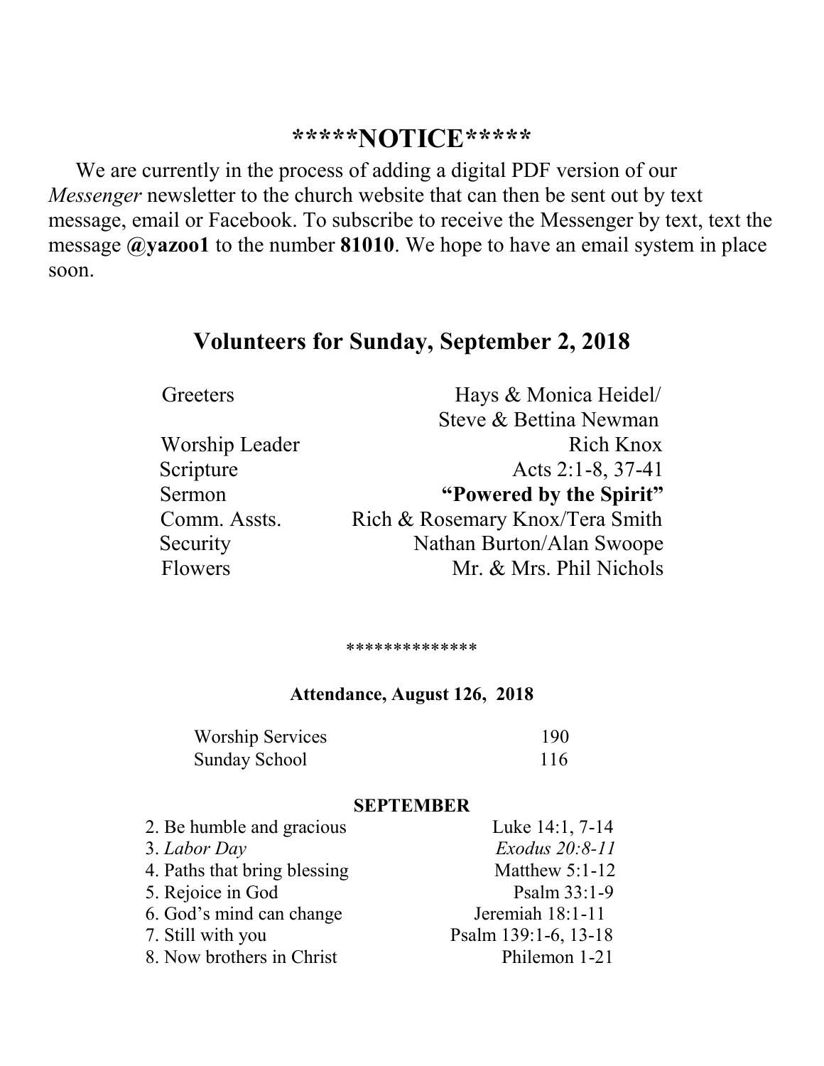## *****NOTICE*****

We are currently in the process of adding a digital PDF version of our *Messenger* newsletter to the church website that can then be sent out by text message, email or Facebook. To subscribe to receive the Messenger by text, text the message **@yazoo1** to the number **81010**. We hope to have an email system in place soon.

## Volunteers for Sunday, September 2, 2018

| | |
|---|---|
| Greeters | Hays & Monica Heidel/ Steve & Bettina Newman |
| Worship Leader | Rich Knox |
| Scripture | Acts 2:1-8, 37-41 |
| Sermon | **"Powered by the Spirit"** |
| Comm. Assts. | Rich & Rosemary Knox/Tera Smith |
| Security | Nathan Burton/Alan Swoope |
| Flowers | Mr. & Mrs. Phil Nichols |

**************

**Attendance, August 126, 2018**

| | |
|---|---|
| Worship Services | 190 |
| Sunday School | 116 |

**SEPTEMBER**

| | |
|---|---|
| 2. Be humble and gracious | Luke 14:1, 7-14 |
| 3. *Labor Day* | *Exodus 20:8-11* |
| 4. Paths that bring blessing | Matthew 5:1-12 |
| 5. Rejoice in God | Psalm 33:1-9 |
| 6. God's mind can change | Jeremiah 18:1-11 |
| 7. Still with you | Psalm 139:1-6, 13-18 |
| 8. Now brothers in Christ | Philemon 1-21 |